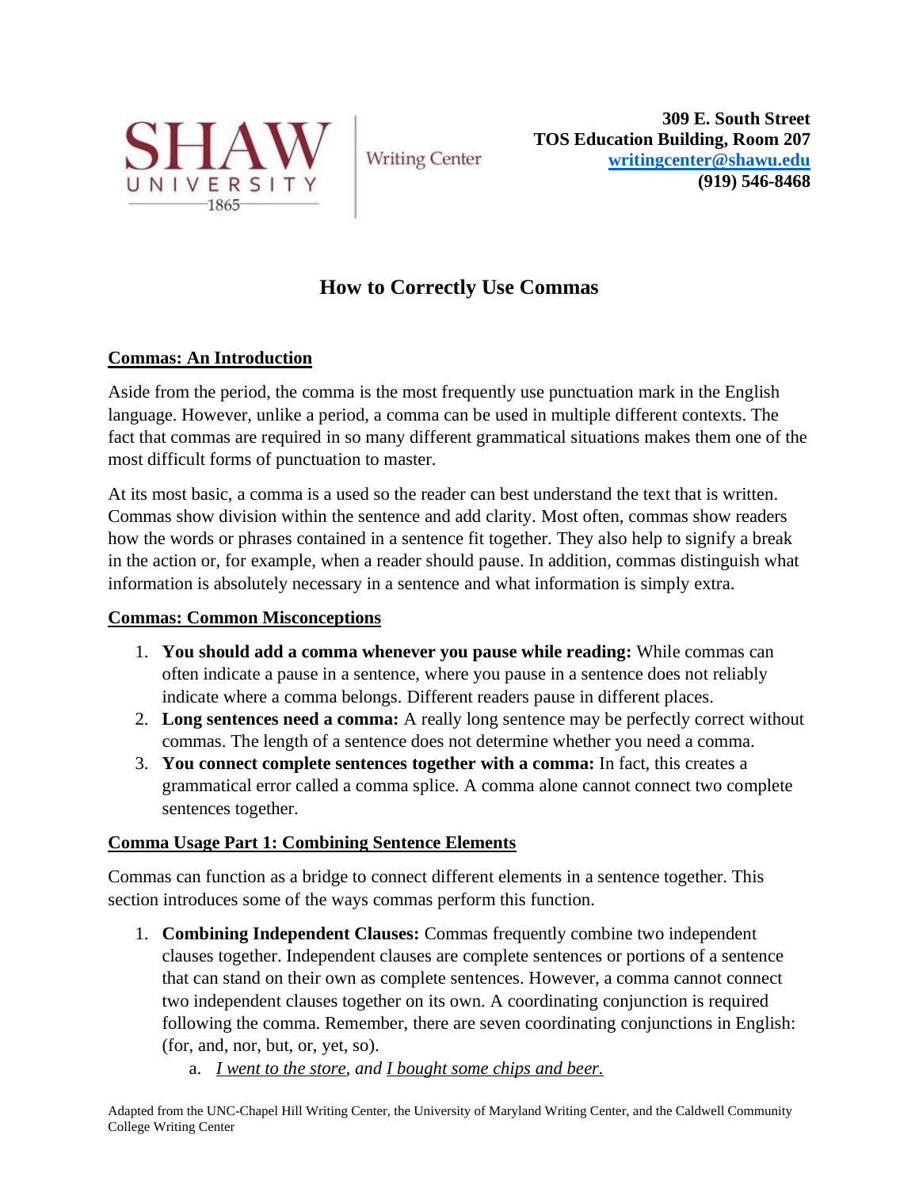SHAW UNIVERSITY 1865 | Writing Center

**309 E. South Street**
**TOS Education Building, Room 207**
**writingcenter@shawu.edu**
**(919) 546-8468**

# How to Correctly Use Commas

## Commas: An Introduction

Aside from the period, the comma is the most frequently use punctuation mark in the English language. However, unlike a period, a comma can be used in multiple different contexts. The fact that commas are required in so many different grammatical situations makes them one of the most difficult forms of punctuation to master.

At its most basic, a comma is a used so the reader can best understand the text that is written. Commas show division within the sentence and add clarity. Most often, commas show readers how the words or phrases contained in a sentence fit together. They also help to signify a break in the action or, for example, when a reader should pause. In addition, commas distinguish what information is absolutely necessary in a sentence and what information is simply extra.

## Commas: Common Misconceptions

1. **You should add a comma whenever you pause while reading:** While commas can often indicate a pause in a sentence, where you pause in a sentence does not reliably indicate where a comma belongs. Different readers pause in different places.
2. **Long sentences need a comma:** A really long sentence may be perfectly correct without commas. The length of a sentence does not determine whether you need a comma.
3. **You connect complete sentences together with a comma:** In fact, this creates a grammatical error called a comma splice. A comma alone cannot connect two complete sentences together.

## Comma Usage Part 1: Combining Sentence Elements

Commas can function as a bridge to connect different elements in a sentence together. This section introduces some of the ways commas perform this function.

1. **Combining Independent Clauses:** Commas frequently combine two independent clauses together. Independent clauses are complete sentences or portions of a sentence that can stand on their own as complete sentences. However, a comma cannot connect two independent clauses together on its own. A coordinating conjunction is required following the comma. Remember, there are seven coordinating conjunctions in English: (for, and, nor, but, or, yet, so).
   a. *I went to the store, and I bought some chips and beer.*

Adapted from the UNC-Chapel Hill Writing Center, the University of Maryland Writing Center, and the Caldwell Community College Writing Center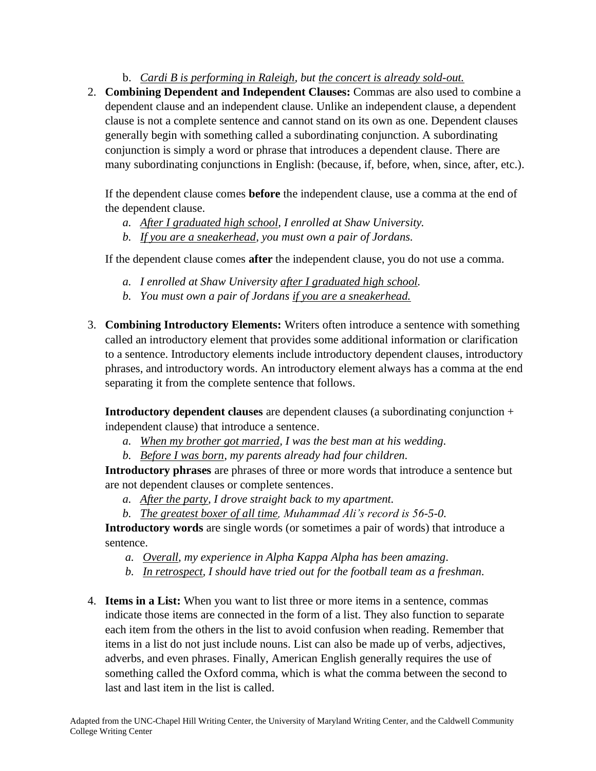b. *<u>Cardi B is performing in Raleigh</u>, but <u>the concert is already sold-out.</u>*

2. **Combining Dependent and Independent Clauses:** Commas are also used to combine a dependent clause and an independent clause. Unlike an independent clause, a dependent clause is not a complete sentence and cannot stand on its own as one. Dependent clauses generally begin with something called a subordinating conjunction. A subordinating conjunction is simply a word or phrase that introduces a dependent clause. There are many subordinating conjunctions in English: (because, if, before, when, since, after, etc.).

   If the dependent clause comes **before** the independent clause, use a comma at the end of the dependent clause.

   a. *<u>After I graduated high school</u>, I enrolled at Shaw University.*
   b. *<u>If you are a sneakerhead</u>, you must own a pair of Jordans.*

   If the dependent clause comes **after** the independent clause, you do not use a comma.

   a. *I enrolled at Shaw University <u>after I graduated high school</u>.*
   b. *You must own a pair of Jordans <u>if you are a sneakerhead.</u>*

3. **Combining Introductory Elements:** Writers often introduce a sentence with something called an introductory element that provides some additional information or clarification to a sentence. Introductory elements include introductory dependent clauses, introductory phrases, and introductory words. An introductory element always has a comma at the end separating it from the complete sentence that follows.

   **Introductory dependent clauses** are dependent clauses (a subordinating conjunction + independent clause) that introduce a sentence.

   a. *<u>When my brother got married</u>, I was the best man at his wedding.*
   b. *<u>Before I was born</u>, my parents already had four children.*

   **Introductory phrases** are phrases of three or more words that introduce a sentence but are not dependent clauses or complete sentences.

   a. *<u>After the party</u>, I drove straight back to my apartment.*
   b. *<u>The greatest boxer of all time</u>, Muhammad Ali's record is 56-5-0.*

   **Introductory words** are single words (or sometimes a pair of words) that introduce a sentence.

   a. *<u>Overall</u>, my experience in Alpha Kappa Alpha has been amazing.*
   b. *<u>In retrospect</u>, I should have tried out for the football team as a freshman.*

4. **Items in a List:** When you want to list three or more items in a sentence, commas indicate those items are connected in the form of a list. They also function to separate each item from the others in the list to avoid confusion when reading. Remember that items in a list do not just include nouns. List can also be made up of verbs, adjectives, adverbs, and even phrases. Finally, American English generally requires the use of something called the Oxford comma, which is what the comma between the second to last and last item in the list is called.

Adapted from the UNC-Chapel Hill Writing Center, the University of Maryland Writing Center, and the Caldwell Community College Writing Center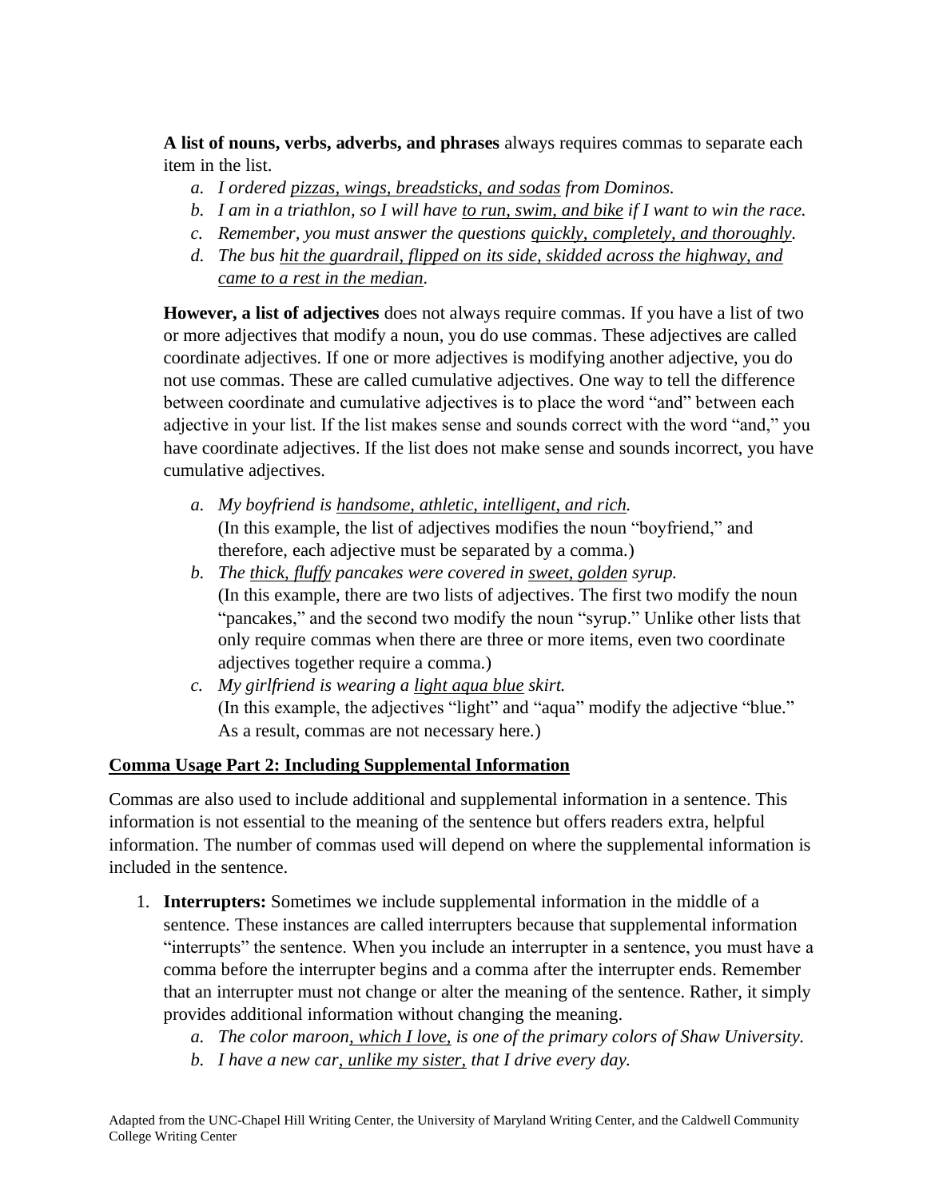**A list of nouns, verbs, adverbs, and phrases** always requires commas to separate each item in the list.

a. *I ordered <u>pizzas, wings, breadsticks, and sodas</u> from Dominos.*
b. *I am in a triathlon, so I will have <u>to run, swim, and bike</u> if I want to win the race.*
c. *Remember, you must answer the questions <u>quickly, completely, and thoroughly</u>.*
d. *The bus <u>hit the guardrail, flipped on its side, skidded across the highway, and came to a rest in the median</u>.*

**However, a list of adjectives** does not always require commas. If you have a list of two or more adjectives that modify a noun, you do use commas. These adjectives are called coordinate adjectives. If one or more adjectives is modifying another adjective, you do not use commas. These are called cumulative adjectives. One way to tell the difference between coordinate and cumulative adjectives is to place the word "and" between each adjective in your list. If the list makes sense and sounds correct with the word "and," you have coordinate adjectives. If the list does not make sense and sounds incorrect, you have cumulative adjectives.

a. *My boyfriend is <u>handsome, athletic, intelligent, and rich</u>.*
   (In this example, the list of adjectives modifies the noun "boyfriend," and therefore, each adjective must be separated by a comma.)
b. *The <u>thick, fluffy</u> pancakes were covered in <u>sweet, golden</u> syrup.*
   (In this example, there are two lists of adjectives. The first two modify the noun "pancakes," and the second two modify the noun "syrup." Unlike other lists that only require commas when there are three or more items, even two coordinate adjectives together require a comma.)
c. *My girlfriend is wearing a <u>light aqua blue</u> skirt.*
   (In this example, the adjectives "light" and "aqua" modify the adjective "blue." As a result, commas are not necessary here.)

## <u>Comma Usage Part 2: Including Supplemental Information</u>

Commas are also used to include additional and supplemental information in a sentence. This information is not essential to the meaning of the sentence but offers readers extra, helpful information. The number of commas used will depend on where the supplemental information is included in the sentence.

1. **Interrupters:** Sometimes we include supplemental information in the middle of a sentence. These instances are called interrupters because that supplemental information "interrupts" the sentence. When you include an interrupter in a sentence, you must have a comma before the interrupter begins and a comma after the interrupter ends. Remember that an interrupter must not change or alter the meaning of the sentence. Rather, it simply provides additional information without changing the meaning.
   a. *The color maroon<u>, which I love,</u> is one of the primary colors of Shaw University.*
   b. *I have a new car<u>, unlike my sister,</u> that I drive every day.*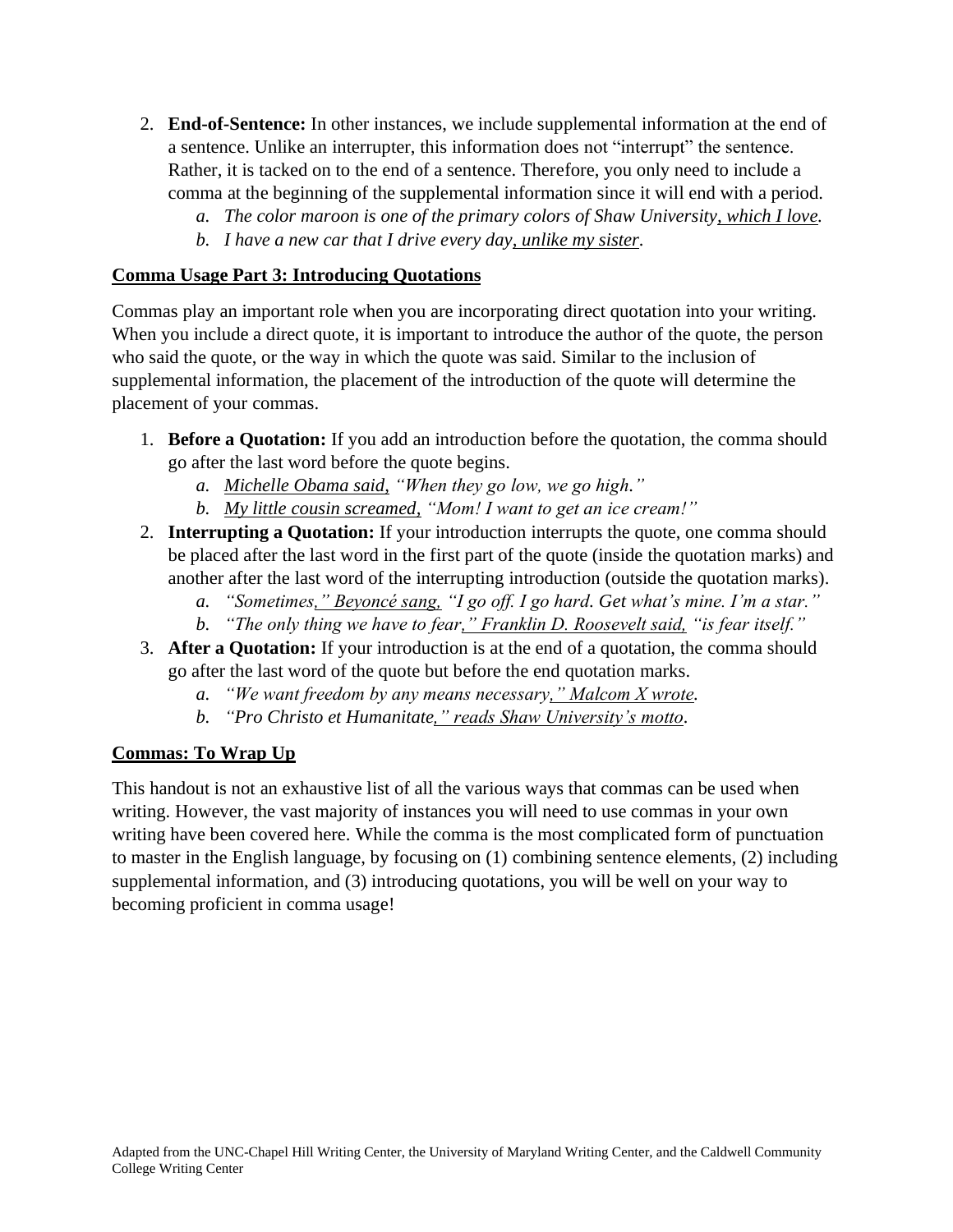2. **End-of-Sentence:** In other instances, we include supplemental information at the end of a sentence. Unlike an interrupter, this information does not "interrupt" the sentence. Rather, it is tacked on to the end of a sentence. Therefore, you only need to include a comma at the beginning of the supplemental information since it will end with a period.
    a. *The color maroon is one of the primary colors of Shaw University, which I love.*
    b. *I have a new car that I drive every day, unlike my sister.*

## Comma Usage Part 3: Introducing Quotations

Commas play an important role when you are incorporating direct quotation into your writing. When you include a direct quote, it is important to introduce the author of the quote, the person who said the quote, or the way in which the quote was said. Similar to the inclusion of supplemental information, the placement of the introduction of the quote will determine the placement of your commas.

1. **Before a Quotation:** If you add an introduction before the quotation, the comma should go after the last word before the quote begins.
    a. *Michelle Obama said, "When they go low, we go high."*
    b. *My little cousin screamed, "Mom! I want to get an ice cream!"*
2. **Interrupting a Quotation:** If your introduction interrupts the quote, one comma should be placed after the last word in the first part of the quote (inside the quotation marks) and another after the last word of the interrupting introduction (outside the quotation marks).
    a. *"Sometimes," Beyoncé sang, "I go off. I go hard. Get what's mine. I'm a star."*
    b. *"The only thing we have to fear," Franklin D. Roosevelt said, "is fear itself."*
3. **After a Quotation:** If your introduction is at the end of a quotation, the comma should go after the last word of the quote but before the end quotation marks.
    a. *"We want freedom by any means necessary," Malcom X wrote.*
    b. *"Pro Christo et Humanitate," reads Shaw University's motto.*

## Commas: To Wrap Up

This handout is not an exhaustive list of all the various ways that commas can be used when writing. However, the vast majority of instances you will need to use commas in your own writing have been covered here. While the comma is the most complicated form of punctuation to master in the English language, by focusing on (1) combining sentence elements, (2) including supplemental information, and (3) introducing quotations, you will be well on your way to becoming proficient in comma usage!

Adapted from the UNC-Chapel Hill Writing Center, the University of Maryland Writing Center, and the Caldwell Community College Writing Center